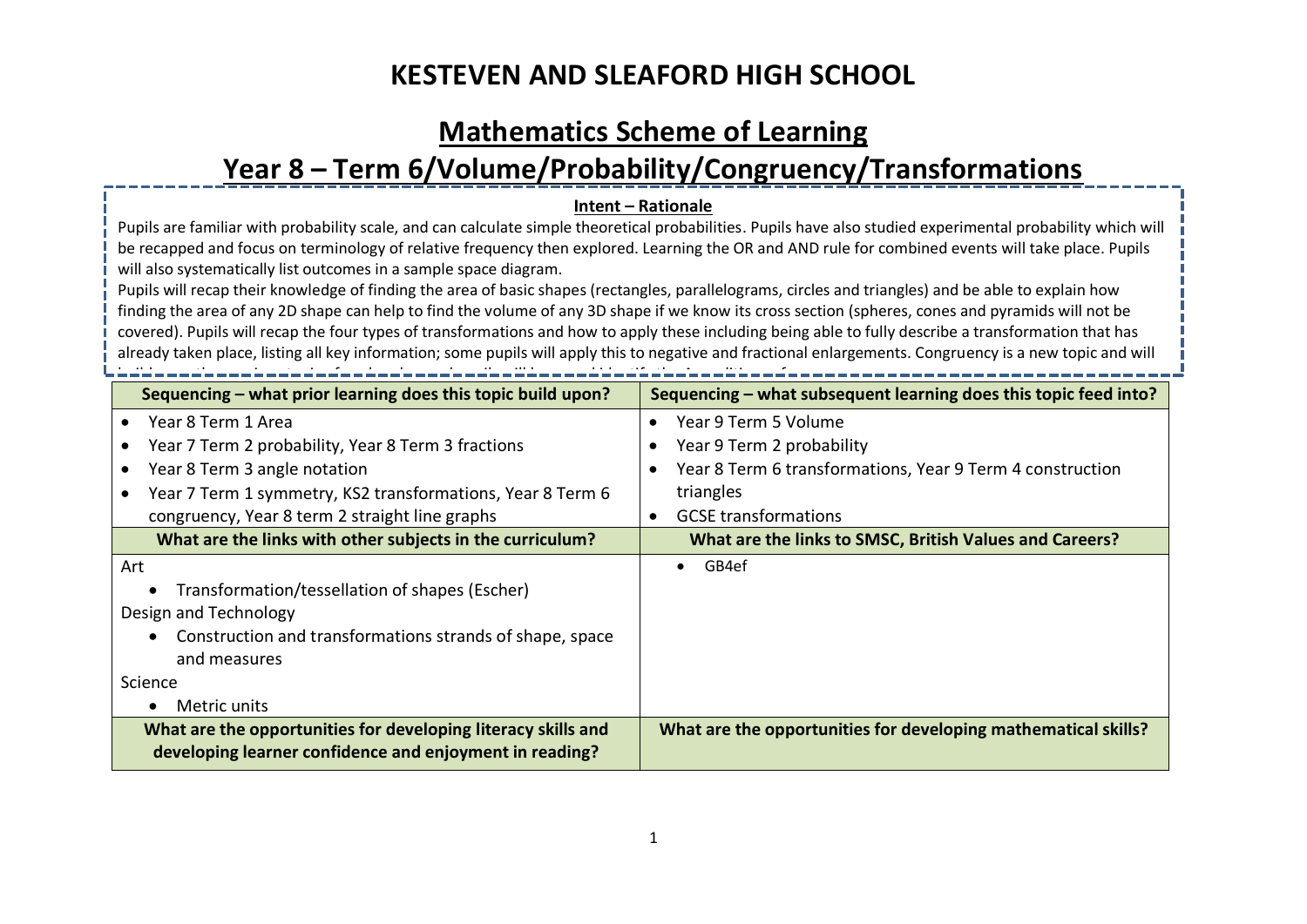# KESTEVEN AND SLEAFORD HIGH SCHOOL

## Mathematics Scheme of Learning

## Year 8 – Term 6/Volume/Probability/Congruency/Transformations

**Intent – Rationale**

Pupils are familiar with probability scale, and can calculate simple theoretical probabilities. Pupils have also studied experimental probability which will be recapped and focus on terminology of relative frequency then explored. Learning the OR and AND rule for combined events will take place. Pupils will also systematically list outcomes in a sample space diagram.

Pupils will recap their knowledge of finding the area of basic shapes (rectangles, parallelograms, circles and triangles) and be able to explain how finding the area of any 2D shape can help to find the volume of any 3D shape if we know its cross section (spheres, cones and pyramids will not be covered). Pupils will recap the four types of transformations and how to apply these including being able to fully describe a transformation that has already taken place, listing all key information; some pupils will apply this to negative and fractional enlargements. Congruency is a new topic and will

| Sequencing – what prior learning does this topic build upon? | Sequencing – what subsequent learning does this topic feed into? |
|---|---|
| • Year 8 Term 1 Area<br>• Year 7 Term 2 probability, Year 8 Term 3 fractions<br>• Year 8 Term 3 angle notation<br>• Year 7 Term 1 symmetry, KS2 transformations, Year 8 Term 6 congruency, Year 8 term 2 straight line graphs | • Year 9 Term 5 Volume<br>• Year 9 Term 2 probability<br>• Year 8 Term 6 transformations, Year 9 Term 4 construction triangles<br>• GCSE transformations |
| **What are the links with other subjects in the curriculum?** | **What are the links to SMSC, British Values and Careers?** |
| Art<br>• Transformation/tessellation of shapes (Escher)<br>Design and Technology<br>• Construction and transformations strands of shape, space and measures<br>Science<br>• Metric units | • GB4ef |
| **What are the opportunities for developing literacy skills and developing learner confidence and enjoyment in reading?** | **What are the opportunities for developing mathematical skills?** |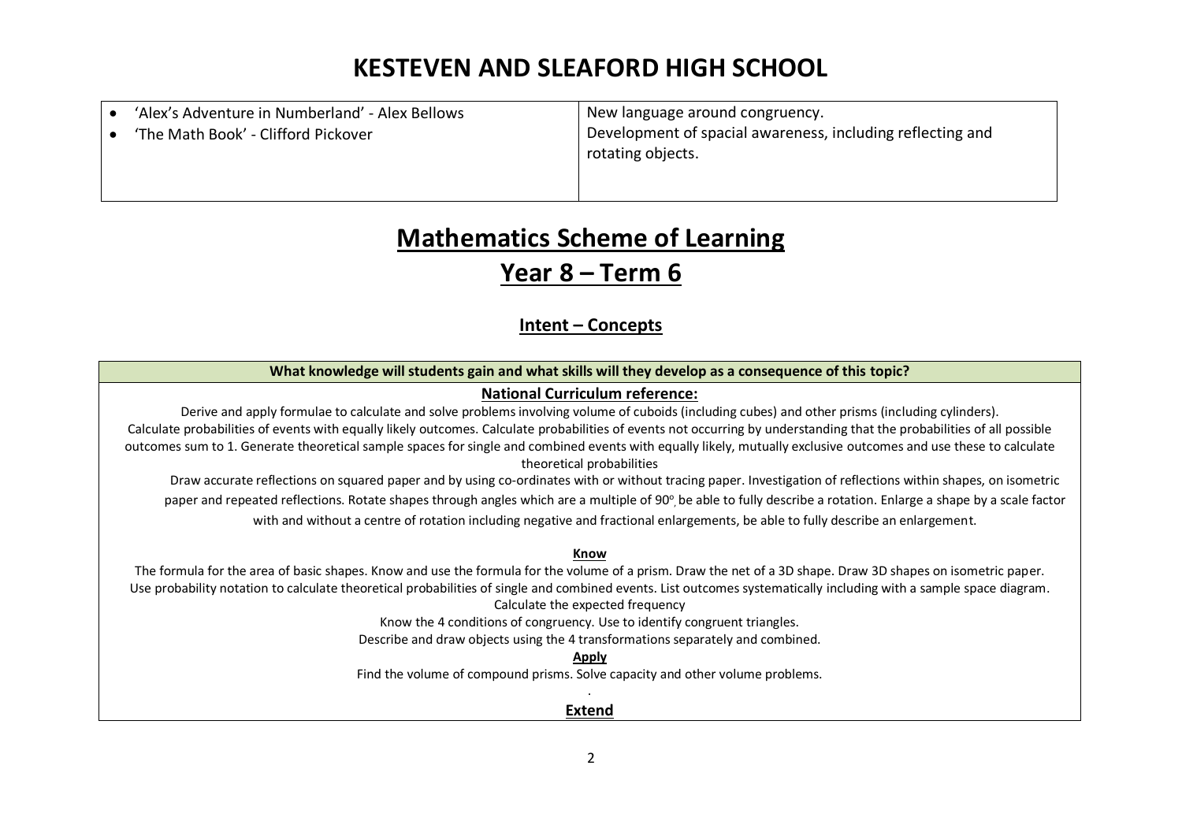# KESTEVEN AND SLEAFORD HIGH SCHOOL

| | |
|---|---|
| • 'Alex's Adventure in Numberland' - Alex Bellows<br>• 'The Math Book' - Clifford Pickover | New language around congruency.<br>Development of spacial awareness, including reflecting and rotating objects. |

# Mathematics Scheme of Learning

## Year 8 – Term 6

### Intent – Concepts

| What knowledge will students gain and what skills will they develop as a consequence of this topic? |
|---|
| **National Curriculum reference:**<br>Derive and apply formulae to calculate and solve problems involving volume of cuboids (including cubes) and other prisms (including cylinders).<br>Calculate probabilities of events with equally likely outcomes. Calculate probabilities of events not occurring by understanding that the probabilities of all possible outcomes sum to 1. Generate theoretical sample spaces for single and combined events with equally likely, mutually exclusive outcomes and use these to calculate theoretical probabilities<br>Draw accurate reflections on squared paper and by using co-ordinates with or without tracing paper. Investigation of reflections within shapes, on isometric paper and repeated reflections. Rotate shapes through angles which are a multiple of 90°, be able to fully describe a rotation. Enlarge a shape by a scale factor with and without a centre of rotation including negative and fractional enlargements, be able to fully describe an enlargement.<br><br>**Know**<br>The formula for the area of basic shapes. Know and use the formula for the volume of a prism. Draw the net of a 3D shape. Draw 3D shapes on isometric paper.<br>Use probability notation to calculate theoretical probabilities of single and combined events. List outcomes systematically including with a sample space diagram.<br>Calculate the expected frequency<br>Know the 4 conditions of congruency. Use to identify congruent triangles.<br>Describe and draw objects using the 4 transformations separately and combined.<br>**Apply**<br>Find the volume of compound prisms. Solve capacity and other volume problems.<br>.<br>**Extend** |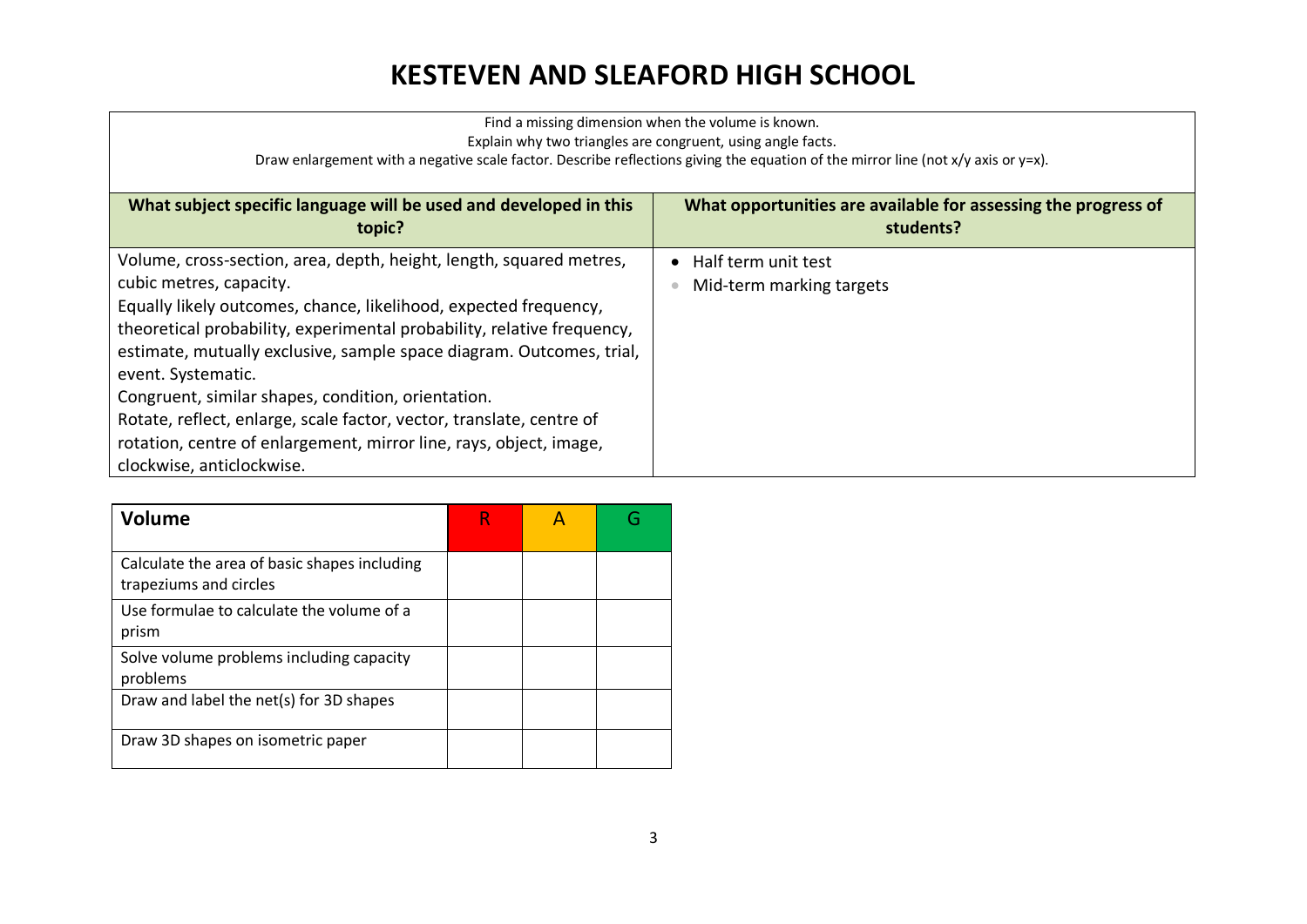# KESTEVEN AND SLEAFORD HIGH SCHOOL

| Find a missing dimension when the volume is known.<br>Explain why two triangles are congruent, using angle facts.<br>Draw enlargement with a negative scale factor. Describe reflections giving the equation of the mirror line (not x/y axis or y=x). | |
|---|---|
| **What subject specific language will be used and developed in this topic?** | **What opportunities are available for assessing the progress of students?** |
| Volume, cross-section, area, depth, height, length, squared metres, cubic metres, capacity.<br>Equally likely outcomes, chance, likelihood, expected frequency, theoretical probability, experimental probability, relative frequency, estimate, mutually exclusive, sample space diagram. Outcomes, trial, event. Systematic.<br>Congruent, similar shapes, condition, orientation.<br>Rotate, reflect, enlarge, scale factor, vector, translate, centre of rotation, centre of enlargement, mirror line, rays, object, image, clockwise, anticlockwise. | • Half term unit test<br>• Mid-term marking targets |

| **Volume** | R | A | G |
|---|---|---|---|
| Calculate the area of basic shapes including trapeziums and circles | | | |
| Use formulae to calculate the volume of a prism | | | |
| Solve volume problems including capacity problems | | | |
| Draw and label the net(s) for 3D shapes | | | |
| Draw 3D shapes on isometric paper | | | |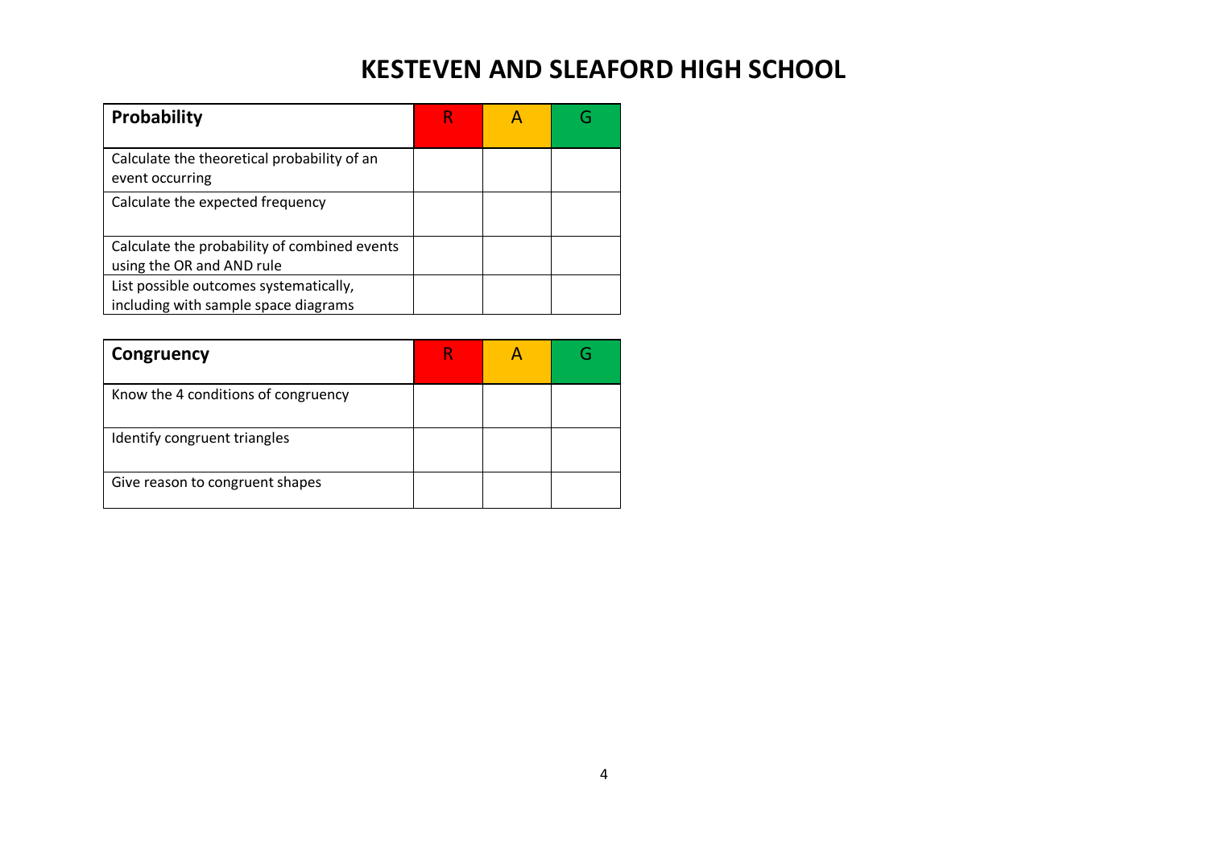# KESTEVEN AND SLEAFORD HIGH SCHOOL

| Probability | R | A | G |
| --- | --- | --- | --- |
| Calculate the theoretical probability of an event occurring | | | |
| Calculate the expected frequency | | | |
| Calculate the probability of combined events using the OR and AND rule | | | |
| List possible outcomes systematically, including with sample space diagrams | | | |

| Congruency | R | A | G |
| --- | --- | --- | --- |
| Know the 4 conditions of congruency | | | |
| Identify congruent triangles | | | |
| Give reason to congruent shapes | | | |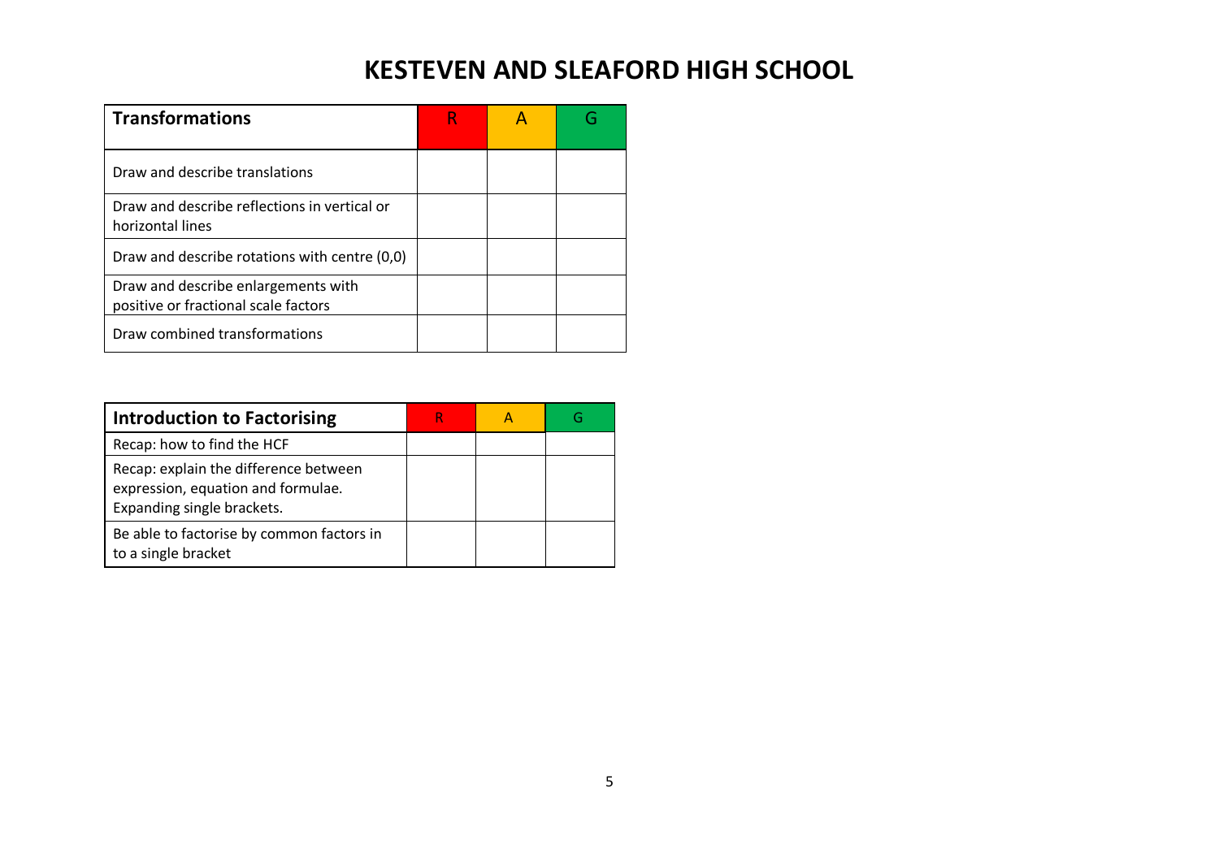# KESTEVEN AND SLEAFORD HIGH SCHOOL

| **Transformations** | R | A | G |
|---|---|---|---|
| Draw and describe translations | | | |
| Draw and describe reflections in vertical or horizontal lines | | | |
| Draw and describe rotations with centre (0,0) | | | |
| Draw and describe enlargements with positive or fractional scale factors | | | |
| Draw combined transformations | | | |

| **Introduction to Factorising** | R | A | G |
|---|---|---|---|
| Recap: how to find the HCF | | | |
| Recap: explain the difference between expression, equation and formulae. Expanding single brackets. | | | |
| Be able to factorise by common factors in to a single bracket | | | |